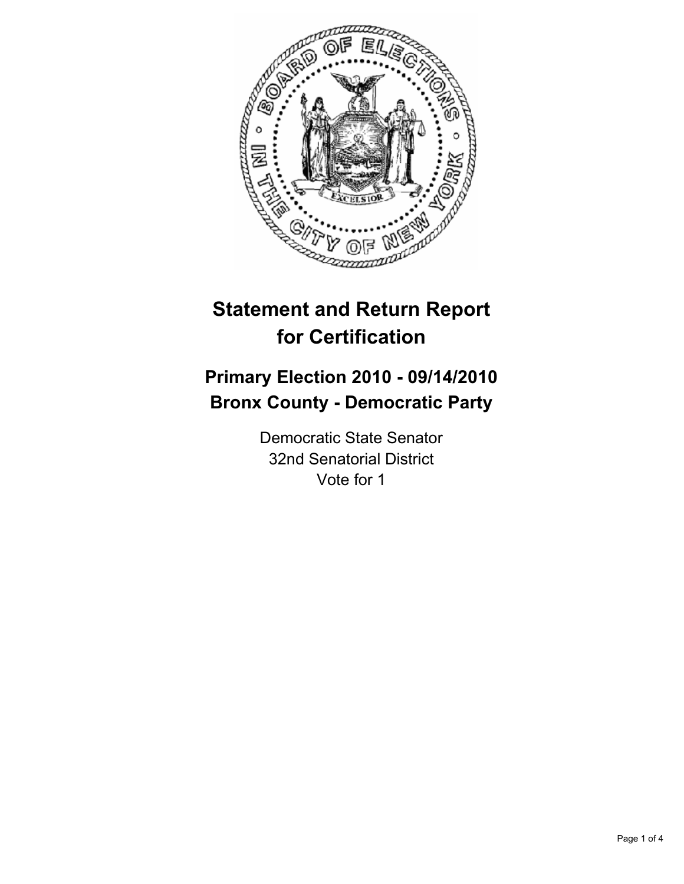# Statement and Return Report for Certification

## Primary Election 2010 - 09/14/2010
## Bronx County - Democratic Party

Democratic State Senator
32nd Senatorial District
Vote for 1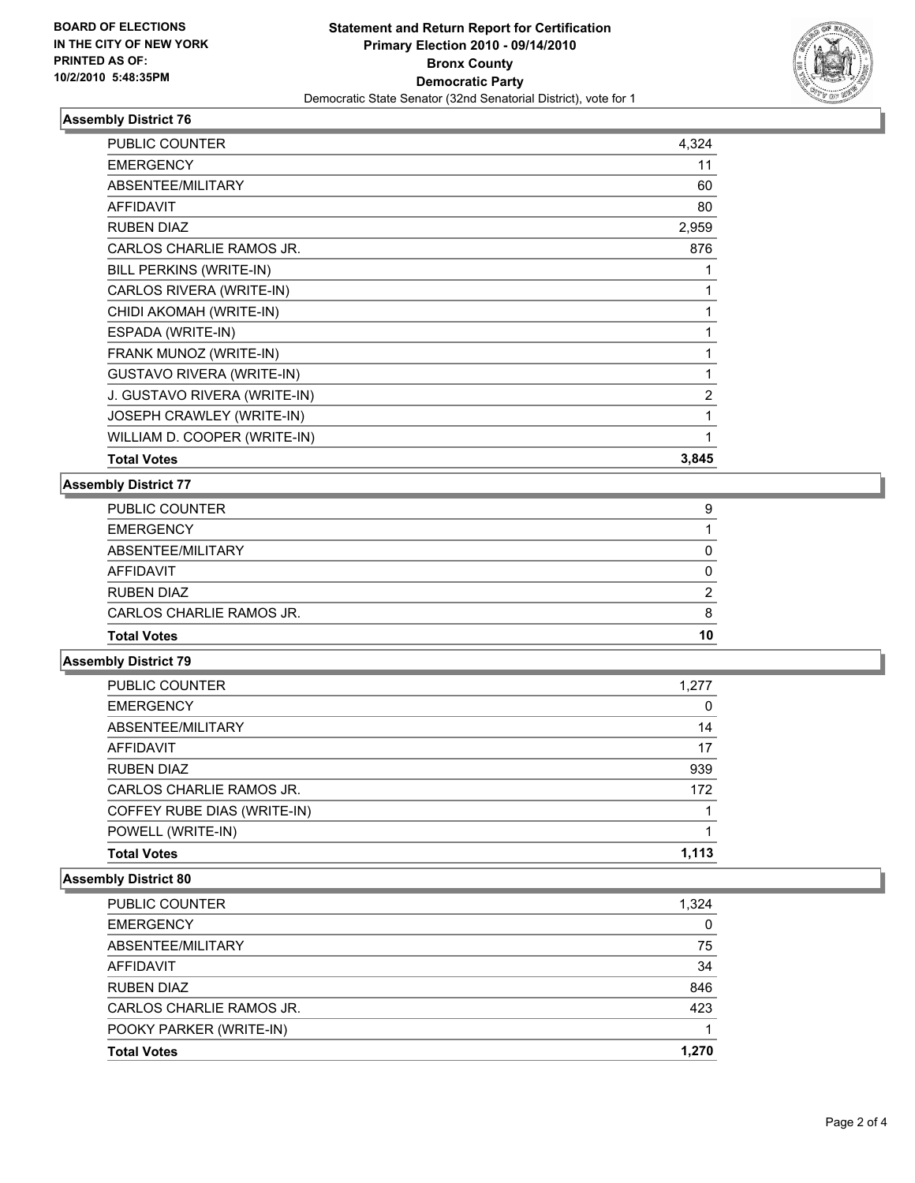BOARD OF ELECTIONS
IN THE CITY OF NEW YORK
PRINTED AS OF:
10/2/2010 5:48:35PM

**Statement and Return Report for Certification**
**Primary Election 2010 - 09/14/2010**
**Bronx County**
**Democratic Party**
Democratic State Senator (32nd Senatorial District), vote for 1

### Assembly District 76

| | |
|---|---|
| PUBLIC COUNTER | 4,324 |
| EMERGENCY | 11 |
| ABSENTEE/MILITARY | 60 |
| AFFIDAVIT | 80 |
| RUBEN DIAZ | 2,959 |
| CARLOS CHARLIE RAMOS JR. | 876 |
| BILL PERKINS (WRITE-IN) | 1 |
| CARLOS RIVERA (WRITE-IN) | 1 |
| CHIDI AKOMAH (WRITE-IN) | 1 |
| ESPADA (WRITE-IN) | 1 |
| FRANK MUNOZ (WRITE-IN) | 1 |
| GUSTAVO RIVERA (WRITE-IN) | 1 |
| J. GUSTAVO RIVERA (WRITE-IN) | 2 |
| JOSEPH CRAWLEY (WRITE-IN) | 1 |
| WILLIAM D. COOPER (WRITE-IN) | 1 |
| **Total Votes** | **3,845** |

### Assembly District 77

| | |
|---|---|
| PUBLIC COUNTER | 9 |
| EMERGENCY | 1 |
| ABSENTEE/MILITARY | 0 |
| AFFIDAVIT | 0 |
| RUBEN DIAZ | 2 |
| CARLOS CHARLIE RAMOS JR. | 8 |
| **Total Votes** | **10** |

### Assembly District 79

| | |
|---|---|
| PUBLIC COUNTER | 1,277 |
| EMERGENCY | 0 |
| ABSENTEE/MILITARY | 14 |
| AFFIDAVIT | 17 |
| RUBEN DIAZ | 939 |
| CARLOS CHARLIE RAMOS JR. | 172 |
| COFFEY RUBE DIAS (WRITE-IN) | 1 |
| POWELL (WRITE-IN) | 1 |
| **Total Votes** | **1,113** |

### Assembly District 80

| | |
|---|---|
| PUBLIC COUNTER | 1,324 |
| EMERGENCY | 0 |
| ABSENTEE/MILITARY | 75 |
| AFFIDAVIT | 34 |
| RUBEN DIAZ | 846 |
| CARLOS CHARLIE RAMOS JR. | 423 |
| POOKY PARKER (WRITE-IN) | 1 |
| **Total Votes** | **1,270** |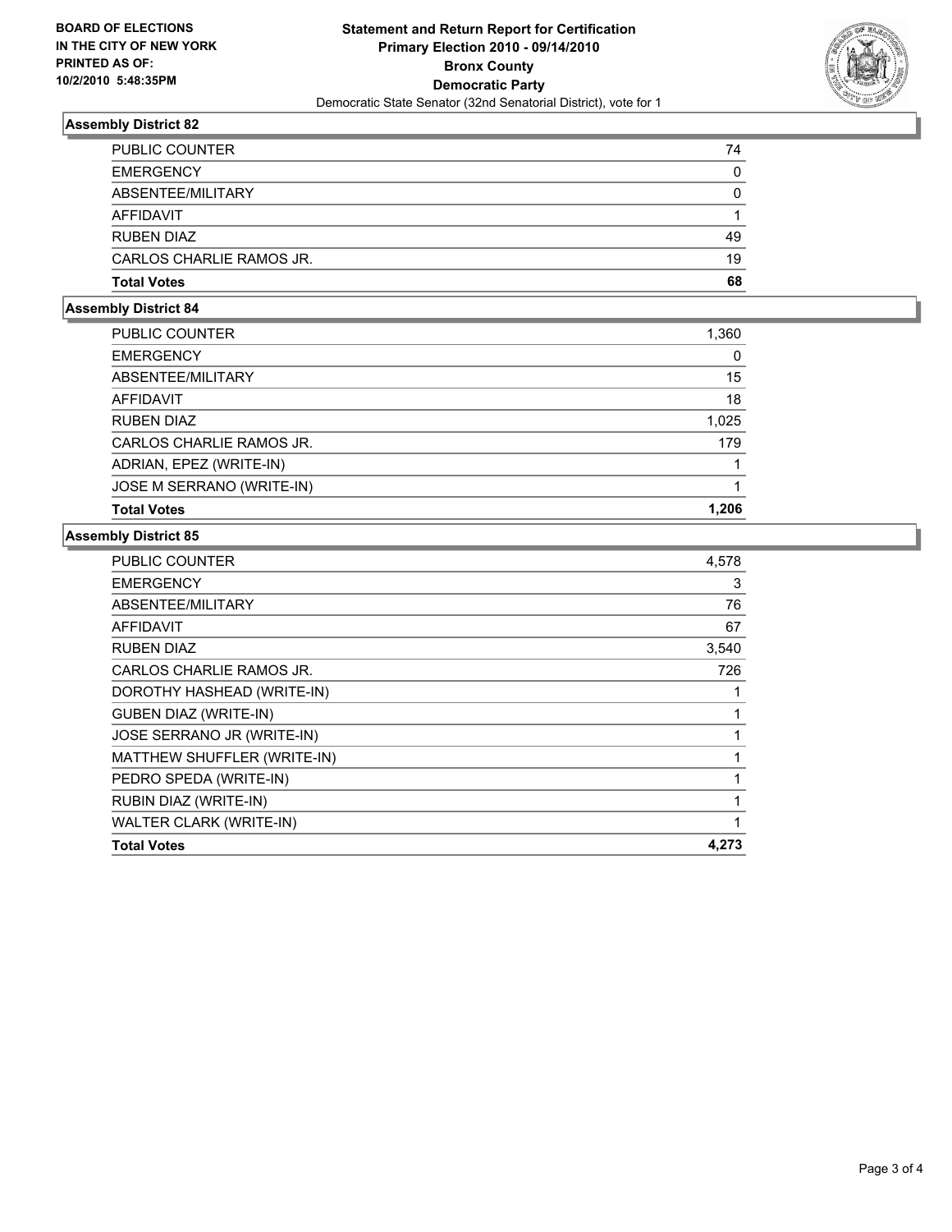**BOARD OF ELECTIONS IN THE CITY OF NEW YORK PRINTED AS OF: 10/2/2010 5:48:35PM**

# Statement and Return Report for Certification
## Primary Election 2010 - 09/14/2010
## Bronx County
## Democratic Party
Democratic State Senator (32nd Senatorial District), vote for 1

### Assembly District 82

| | |
|---|---|
| PUBLIC COUNTER | 74 |
| EMERGENCY | 0 |
| ABSENTEE/MILITARY | 0 |
| AFFIDAVIT | 1 |
| RUBEN DIAZ | 49 |
| CARLOS CHARLIE RAMOS JR. | 19 |
| **Total Votes** | **68** |

### Assembly District 84

| | |
|---|---|
| PUBLIC COUNTER | 1,360 |
| EMERGENCY | 0 |
| ABSENTEE/MILITARY | 15 |
| AFFIDAVIT | 18 |
| RUBEN DIAZ | 1,025 |
| CARLOS CHARLIE RAMOS JR. | 179 |
| ADRIAN, EPEZ (WRITE-IN) | 1 |
| JOSE M SERRANO (WRITE-IN) | 1 |
| **Total Votes** | **1,206** |

### Assembly District 85

| | |
|---|---|
| PUBLIC COUNTER | 4,578 |
| EMERGENCY | 3 |
| ABSENTEE/MILITARY | 76 |
| AFFIDAVIT | 67 |
| RUBEN DIAZ | 3,540 |
| CARLOS CHARLIE RAMOS JR. | 726 |
| DOROTHY HASHEAD (WRITE-IN) | 1 |
| GUBEN DIAZ (WRITE-IN) | 1 |
| JOSE SERRANO JR (WRITE-IN) | 1 |
| MATTHEW SHUFFLER (WRITE-IN) | 1 |
| PEDRO SPEDA (WRITE-IN) | 1 |
| RUBIN DIAZ (WRITE-IN) | 1 |
| WALTER CLARK (WRITE-IN) | 1 |
| **Total Votes** | **4,273** |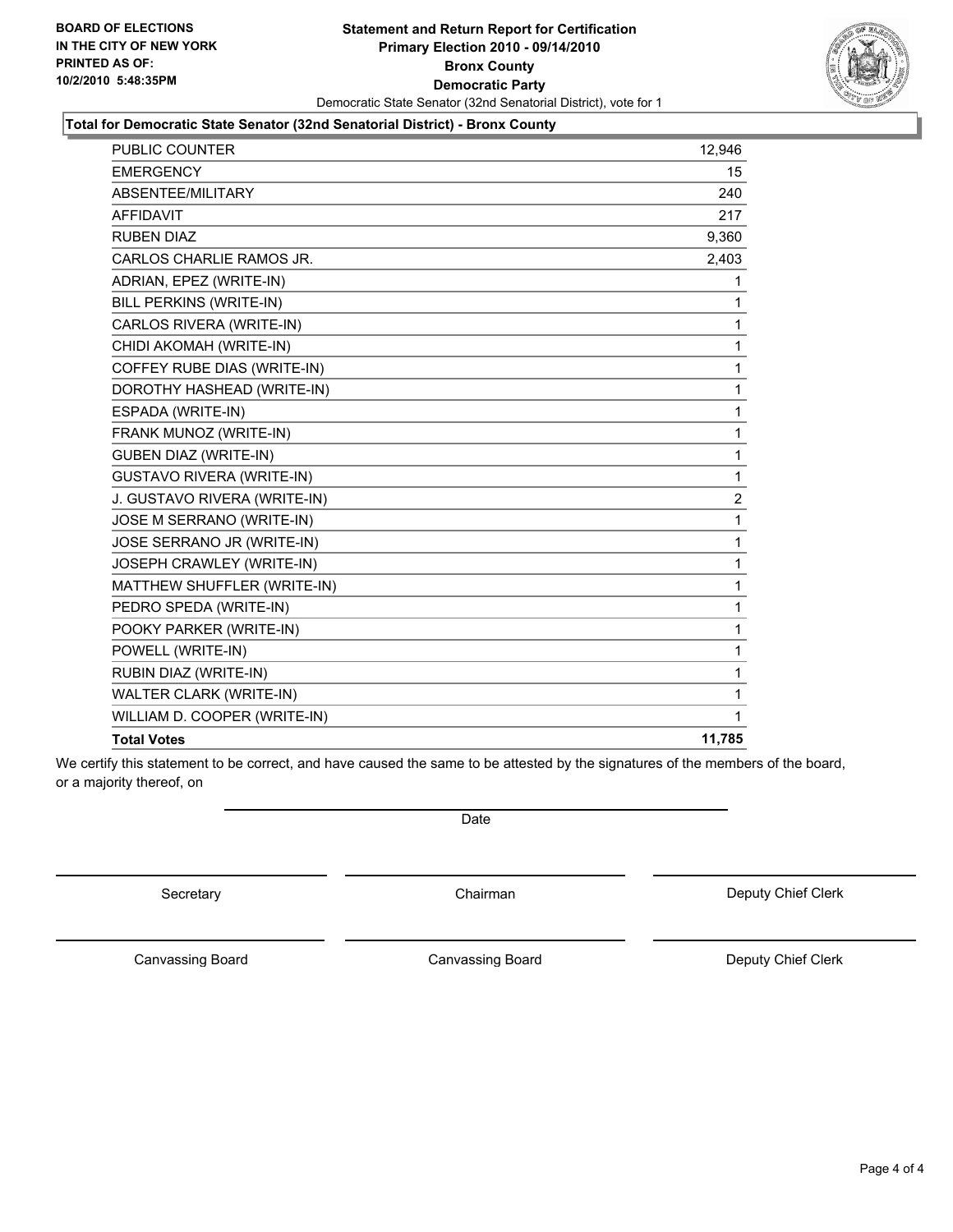**BOARD OF ELECTIONS IN THE CITY OF NEW YORK**
**PRINTED AS OF:**
**10/2/2010 5:48:35PM**

**Statement and Return Report for Certification**
**Primary Election 2010 - 09/14/2010**
**Bronx County**
**Democratic Party**
Democratic State Senator (32nd Senatorial District), vote for 1

**Total for Democratic State Senator (32nd Senatorial District) - Bronx County**

| | |
|---|---|
| PUBLIC COUNTER | 12,946 |
| EMERGENCY | 15 |
| ABSENTEE/MILITARY | 240 |
| AFFIDAVIT | 217 |
| RUBEN DIAZ | 9,360 |
| CARLOS CHARLIE RAMOS JR. | 2,403 |
| ADRIAN, EPEZ (WRITE-IN) | 1 |
| BILL PERKINS (WRITE-IN) | 1 |
| CARLOS RIVERA (WRITE-IN) | 1 |
| CHIDI AKOMAH (WRITE-IN) | 1 |
| COFFEY RUBE DIAS (WRITE-IN) | 1 |
| DOROTHY HASHEAD (WRITE-IN) | 1 |
| ESPADA (WRITE-IN) | 1 |
| FRANK MUNOZ (WRITE-IN) | 1 |
| GUBEN DIAZ (WRITE-IN) | 1 |
| GUSTAVO RIVERA (WRITE-IN) | 1 |
| J. GUSTAVO RIVERA (WRITE-IN) | 2 |
| JOSE M SERRANO (WRITE-IN) | 1 |
| JOSE SERRANO JR (WRITE-IN) | 1 |
| JOSEPH CRAWLEY (WRITE-IN) | 1 |
| MATTHEW SHUFFLER (WRITE-IN) | 1 |
| PEDRO SPEDA (WRITE-IN) | 1 |
| POOKY PARKER (WRITE-IN) | 1 |
| POWELL (WRITE-IN) | 1 |
| RUBIN DIAZ (WRITE-IN) | 1 |
| WALTER CLARK (WRITE-IN) | 1 |
| WILLIAM D. COOPER (WRITE-IN) | 1 |
| **Total Votes** | **11,785** |

We certify this statement to be correct, and have caused the same to be attested by the signatures of the members of the board, or a majority thereof, on

Date

Secretary | Chairman | Deputy Chief Clerk

Canvassing Board | Canvassing Board | Deputy Chief Clerk